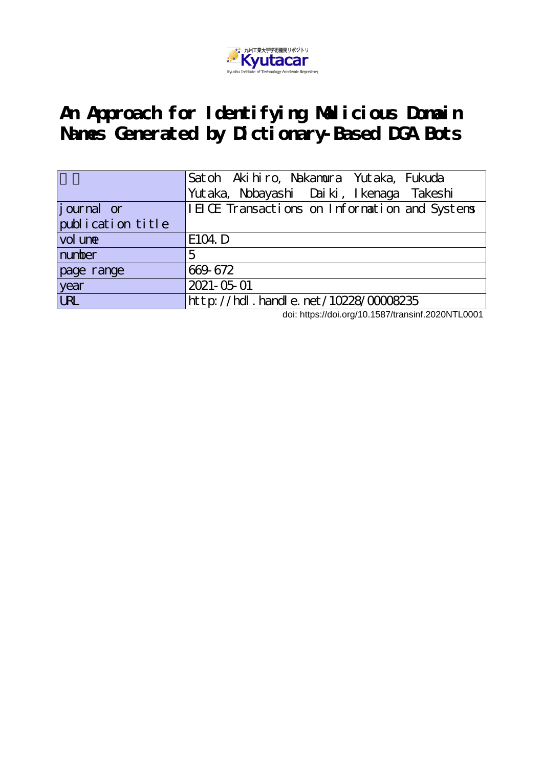九州工業大学学術機関リポジトリ Kyutacar Kyushu Institute of Technology Academic Repository

# An Approach for Identifying Malicious Domain Names Generated by Dictionary-Based DGA Bots

| 著者 | Satoh Akihiro, Nakamura Yutaka, Fukuda Yutaka, Nobayashi Daiki, Ikenaga Takeshi |
|---|---|
| journal or publication title | IEICE Transactions on Information and Systems |
| volume | E104.D |
| number | 5 |
| page range | 669-672 |
| year | 2021-05-01 |
| URL | http://hdl.handle.net/10228/00008235 |

doi: https://doi.org/10.1587/transinf.2020NTL0001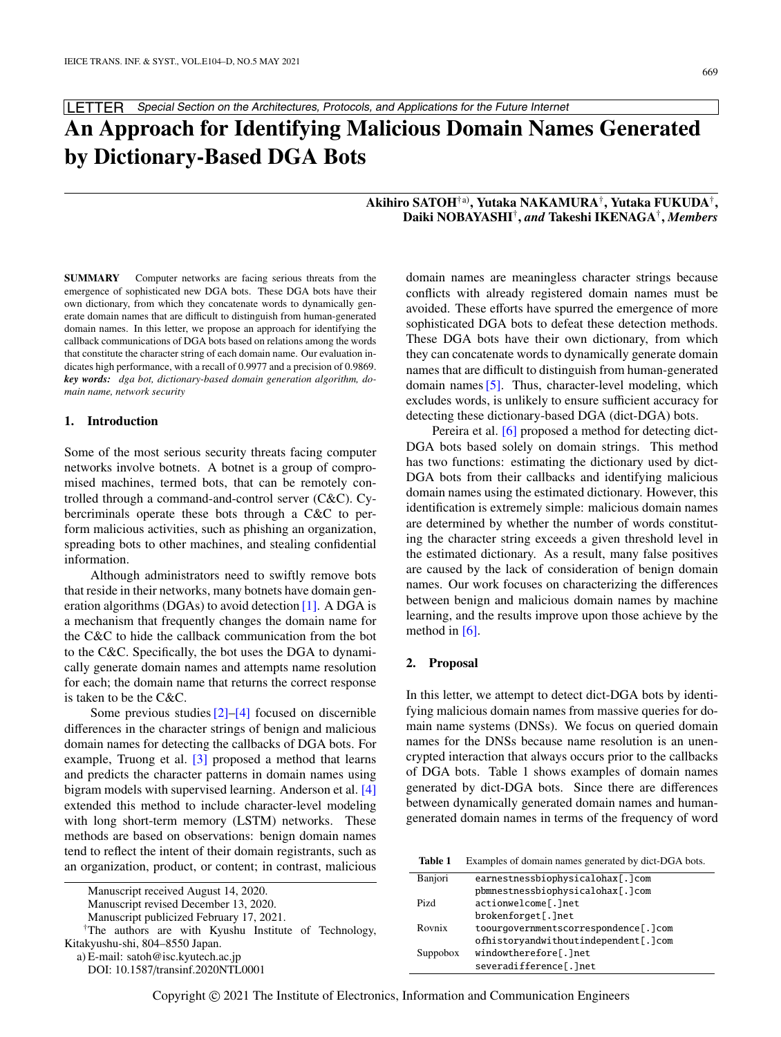LETTER *Special Section on the Architectures, Protocols, and Applications for the Future Internet*

# An Approach for Identifying Malicious Domain Names Generated by Dictionary-Based DGA Bots

**Akihiro SATOH**[†a)], **Yutaka NAKAMURA**[†], **Yutaka FUKUDA**[†], **Daiki NOBAYASHI**[†], *and* **Takeshi IKENAGA**[†], *Members*

**SUMMARY** Computer networks are facing serious threats from the emergence of sophisticated new DGA bots. These DGA bots have their own dictionary, from which they concatenate words to dynamically generate domain names that are difficult to distinguish from human-generated domain names. In this letter, we propose an approach for identifying the callback communications of DGA bots based on relations among the words that constitute the character string of each domain name. Our evaluation indicates high performance, with a recall of 0.9977 and a precision of 0.9869.

***key words:*** *dga bot, dictionary-based domain generation algorithm, domain name, network security*

## 1. Introduction

Some of the most serious security threats facing computer networks involve botnets. A botnet is a group of compromised machines, termed bots, that can be remotely controlled through a command-and-control server (C&C). Cybercriminals operate these bots through a C&C to perform malicious activities, such as phishing an organization, spreading bots to other machines, and stealing confidential information.

Although administrators need to swiftly remove bots that reside in their networks, many botnets have domain generation algorithms (DGAs) to avoid detection [1]. A DGA is a mechanism that frequently changes the domain name for the C&C to hide the callback communication from the bot to the C&C. Specifically, the bot uses the DGA to dynamically generate domain names and attempts name resolution for each; the domain name that returns the correct response is taken to be the C&C.

Some previous studies [2]–[4] focused on discernible differences in the character strings of benign and malicious domain names for detecting the callbacks of DGA bots. For example, Truong et al. [3] proposed a method that learns and predicts the character patterns in domain names using bigram models with supervised learning. Anderson et al. [4] extended this method to include character-level modeling with long short-term memory (LSTM) networks. These methods are based on observations: benign domain names tend to reflect the intent of their domain registrants, such as an organization, product, or content; in contrast, malicious domain names are meaningless character strings because conflicts with already registered domain names must be avoided. These efforts have spurred the emergence of more sophisticated DGA bots to defeat these detection methods. These DGA bots have their own dictionary, from which they can concatenate words to dynamically generate domain names that are difficult to distinguish from human-generated domain names [5]. Thus, character-level modeling, which excludes words, is unlikely to ensure sufficient accuracy for detecting these dictionary-based DGA (dict-DGA) bots.

Pereira et al. [6] proposed a method for detecting dict-DGA bots based solely on domain strings. This method has two functions: estimating the dictionary used by dict-DGA bots from their callbacks and identifying malicious domain names using the estimated dictionary. However, this identification is extremely simple: malicious domain names are determined by whether the number of words constituting the character string exceeds a given threshold level in the estimated dictionary. As a result, many false positives are caused by the lack of consideration of benign domain names. Our work focuses on characterizing the differences between benign and malicious domain names by machine learning, and the results improve upon those achieve by the method in [6].

## 2. Proposal

In this letter, we attempt to detect dict-DGA bots by identifying malicious domain names from massive queries for domain name systems (DNSs). We focus on queried domain names for the DNSs because name resolution is an unencrypted interaction that always occurs prior to the callbacks of DGA bots. Table 1 shows examples of domain names generated by dict-DGA bots. Since there are differences between dynamically generated domain names and human-generated domain names in terms of the frequency of word

**Table 1** Examples of domain names generated by dict-DGA bots.

| | |
|---|---|
| Banjori | earnestnessbiophysicalohax[.]com |
| | pbmnestnessbiophysicalohax[.]com |
| Pizd | actionwelcome[.]net |
| | brokenforget[.]net |
| Rovnix | toourgovernmentscorrespondence[.]com |
| | ofhistoryandwithoutindependent[.]com |
| Suppobox | windowtherefore[.]net |
| | severadifference[.]net |

Manuscript received August 14, 2020.
Manuscript revised December 13, 2020.
Manuscript publicized February 17, 2021.

[†]The authors are with Kyushu Institute of Technology, Kitakyushu-shi, 804–8550 Japan.

a) E-mail: satoh@isc.kyutech.ac.jp

DOI: 10.1587/transinf.2020NTL0001

Copyright © 2021 The Institute of Electronics, Information and Communication Engineers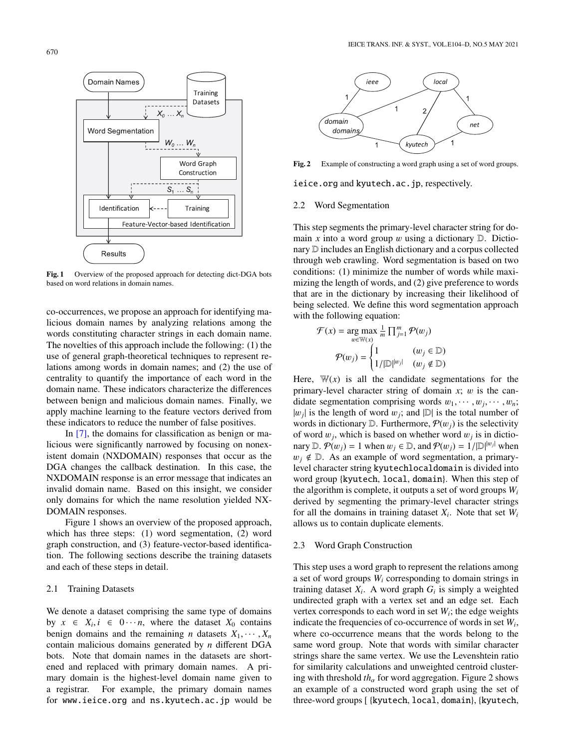Fig. 1 Overview of the proposed approach for detecting dict-DGA bots based on word relations in domain names.

co-occurrences, we propose an approach for identifying malicious domain names by analyzing relations among the words constituting character strings in each domain name. The novelties of this approach include the following: (1) the use of general graph-theoretical techniques to represent relations among words in domain names; and (2) the use of centrality to quantify the importance of each word in the domain name. These indicators characterize the differences between benign and malicious domain names. Finally, we apply machine learning to the feature vectors derived from these indicators to reduce the number of false positives.

In [7], the domains for classification as benign or malicious were significantly narrowed by focusing on nonexistent domain (NXDOMAIN) responses that occur as the DGA changes the callback destination. In this case, the NXDOMAIN response is an error message that indicates an invalid domain name. Based on this insight, we consider only domains for which the name resolution yielded NXDOMAIN responses.

Figure 1 shows an overview of the proposed approach, which has three steps: (1) word segmentation, (2) word graph construction, and (3) feature-vector-based identification. The following sections describe the training datasets and each of these steps in detail.

### 2.1 Training Datasets

We denote a dataset comprising the same type of domains by $x \in X_i, i \in 0 \cdots n$, where the dataset $X_0$ contains benign domains and the remaining $n$ datasets $X_1, \cdots, X_n$ contain malicious domains generated by $n$ different DGA bots. Note that domain names in the datasets are shortened and replaced with primary domain names. A primary domain is the highest-level domain name given to a registrar. For example, the primary domain names for `www.ieice.org` and `ns.kyutech.ac.jp` would be `ieice.org` and `kyutech.ac.jp`, respectively.

Fig. 2 Example of constructing a word graph using a set of word groups.

### 2.2 Word Segmentation

This step segments the primary-level character string for domain $x$ into a word group $w$ using a dictionary $\mathbb{D}$. Dictionary $\mathbb{D}$ includes an English dictionary and a corpus collected through web crawling. Word segmentation is based on two conditions: (1) minimize the number of words while maximizing the length of words, and (2) give preference to words that are in the dictionary by increasing their likelihood of being selected. We define this word segmentation approach with the following equation:

$$\mathcal{F}(x) = \underset{w \in \mathbb{W}(x)}{\arg\max} \ \frac{1}{m} \prod_{j=1}^{m} \mathcal{P}(w_j)$$

$$\mathcal{P}(w_j) = \begin{cases} 1 & (w_j \in \mathbb{D}) \\ 1/|\mathbb{D}|^{|w_j|} & (w_j \notin \mathbb{D}) \end{cases}$$

Here, $\mathbb{W}(x)$ is all the candidate segmentations for the primary-level character string of domain $x$; $w$ is the candidate segmentation comprising words $w_1, \cdots, w_j, \cdots, w_n$; $|w_j|$ is the length of word $w_j$; and $|\mathbb{D}|$ is the total number of words in dictionary $\mathbb{D}$. Furthermore, $\mathcal{P}(w_j)$ is the selectivity of word $w_j$, which is based on whether word $w_j$ is in dictionary $\mathbb{D}$. $\mathcal{P}(w_j) = 1$ when $w_j \in \mathbb{D}$, and $\mathcal{P}(w_j) = 1/|\mathbb{D}|^{|w_j|}$ when $w_j \notin \mathbb{D}$. As an example of word segmentation, a primary-level character string `kyutechlocaldomain` is divided into word group {`kyutech`, `local`, `domain`}. When this step of the algorithm is complete, it outputs a set of word groups $W_i$ derived by segmenting the primary-level character strings for all the domains in training dataset $X_i$. Note that set $W_i$ allows us to contain duplicate elements.

### 2.3 Word Graph Construction

This step uses a word graph to represent the relations among a set of word groups $W_i$ corresponding to domain strings in training dataset $X_i$. A word graph $G_i$ is simply a weighted undirected graph with a vertex set and an edge set. Each vertex corresponds to each word in set $W_i$; the edge weights indicate the frequencies of co-occurrence of words in set $W_i$, where co-occurrence means that the words belong to the same word group. Note that words with similar character strings share the same vertex. We use the Levenshtein ratio for similarity calculations and unweighted centroid clustering with threshold $th_\alpha$ for word aggregation. Figure 2 shows an example of a constructed word graph using the set of three-word groups [ {`kyutech`, `local`, `domain`}, {`kyutech`,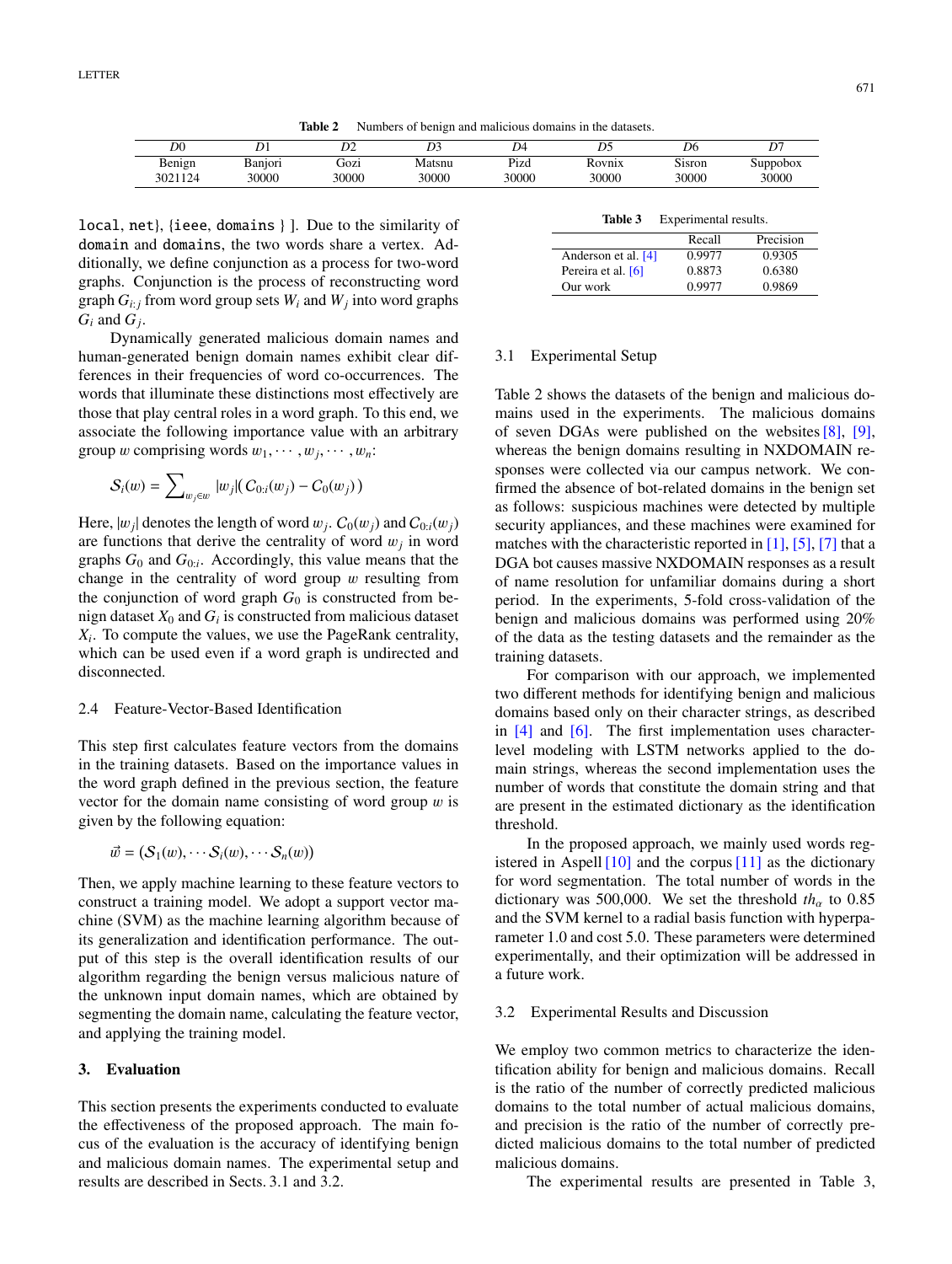**Table 2** Numbers of benign and malicious domains in the datasets.

| $D0$ | $D1$ | $D2$ | $D3$ | $D4$ | $D5$ | $D6$ | $D7$ |
|---|---|---|---|---|---|---|---|
| Benign | Banjori | Gozi | Matsnu | Pizd | Rovnix | Sisron | Suppobox |
| 3021124 | 30000 | 30000 | 30000 | 30000 | 30000 | 30000 | 30000 |

local, net}, {ieee, domains } ]. Due to the similarity of domain and domains, the two words share a vertex. Additionally, we define conjunction as a process for two-word graphs. Conjunction is the process of reconstructing word graph $G_{i:j}$ from word group sets $W_i$ and $W_j$ into word graphs $G_i$ and $G_j$.

Dynamically generated malicious domain names and human-generated benign domain names exhibit clear differences in their frequencies of word co-occurrences. The words that illuminate these distinctions most effectively are those that play central roles in a word graph. To this end, we associate the following importance value with an arbitrary group $w$ comprising words $w_1, \cdots, w_j, \cdots, w_n$:

$$\mathcal{S}_i(w) = \sum_{w_j \in w} |w_j| ( C_{0:i}(w_j) - C_0(w_j) )$$

Here, $|w_j|$ denotes the length of word $w_j$. $C_0(w_j)$ and $C_{0:i}(w_j)$ are functions that derive the centrality of word $w_j$ in word graphs $G_0$ and $G_{0:i}$. Accordingly, this value means that the change in the centrality of word group $w$ resulting from the conjunction of word graph $G_0$ is constructed from benign dataset $X_0$ and $G_i$ is constructed from malicious dataset $X_i$. To compute the values, we use the PageRank centrality, which can be used even if a word graph is undirected and disconnected.

### 2.4 Feature-Vector-Based Identification

This step first calculates feature vectors from the domains in the training datasets. Based on the importance values in the word graph defined in the previous section, the feature vector for the domain name consisting of word group $w$ is given by the following equation:

$$\vec{w} = (\mathcal{S}_1(w), \cdots \mathcal{S}_i(w), \cdots \mathcal{S}_n(w))$$

Then, we apply machine learning to these feature vectors to construct a training model. We adopt a support vector machine (SVM) as the machine learning algorithm because of its generalization and identification performance. The output of this step is the overall identification results of our algorithm regarding the benign versus malicious nature of the unknown input domain names, which are obtained by segmenting the domain name, calculating the feature vector, and applying the training model.

## 3. Evaluation

This section presents the experiments conducted to evaluate the effectiveness of the proposed approach. The main focus of the evaluation is the accuracy of identifying benign and malicious domain names. The experimental setup and results are described in Sects. 3.1 and 3.2.

**Table 3** Experimental results.

| | Recall | Precision |
|---|---|---|
| Anderson et al. [4] | 0.9977 | 0.9305 |
| Pereira et al. [6] | 0.8873 | 0.6380 |
| Our work | 0.9977 | 0.9869 |

### 3.1 Experimental Setup

Table 2 shows the datasets of the benign and malicious domains used in the experiments. The malicious domains of seven DGAs were published on the websites [8], [9], whereas the benign domains resulting in NXDOMAIN responses were collected via our campus network. We confirmed the absence of bot-related domains in the benign set as follows: suspicious machines were detected by multiple security appliances, and these machines were examined for matches with the characteristic reported in [1], [5], [7] that a DGA bot causes massive NXDOMAIN responses as a result of name resolution for unfamiliar domains during a short period. In the experiments, 5-fold cross-validation of the benign and malicious domains was performed using 20% of the data as the testing datasets and the remainder as the training datasets.

For comparison with our approach, we implemented two different methods for identifying benign and malicious domains based only on their character strings, as described in [4] and [6]. The first implementation uses character-level modeling with LSTM networks applied to the domain strings, whereas the second implementation uses the number of words that constitute the domain string and that are present in the estimated dictionary as the identification threshold.

In the proposed approach, we mainly used words registered in Aspell [10] and the corpus [11] as the dictionary for word segmentation. The total number of words in the dictionary was 500,000. We set the threshold $th_\alpha$ to 0.85 and the SVM kernel to a radial basis function with hyperparameter 1.0 and cost 5.0. These parameters were determined experimentally, and their optimization will be addressed in a future work.

### 3.2 Experimental Results and Discussion

We employ two common metrics to characterize the identification ability for benign and malicious domains. Recall is the ratio of the number of correctly predicted malicious domains to the total number of actual malicious domains, and precision is the ratio of the number of correctly predicted malicious domains to the total number of predicted malicious domains.

The experimental results are presented in Table 3,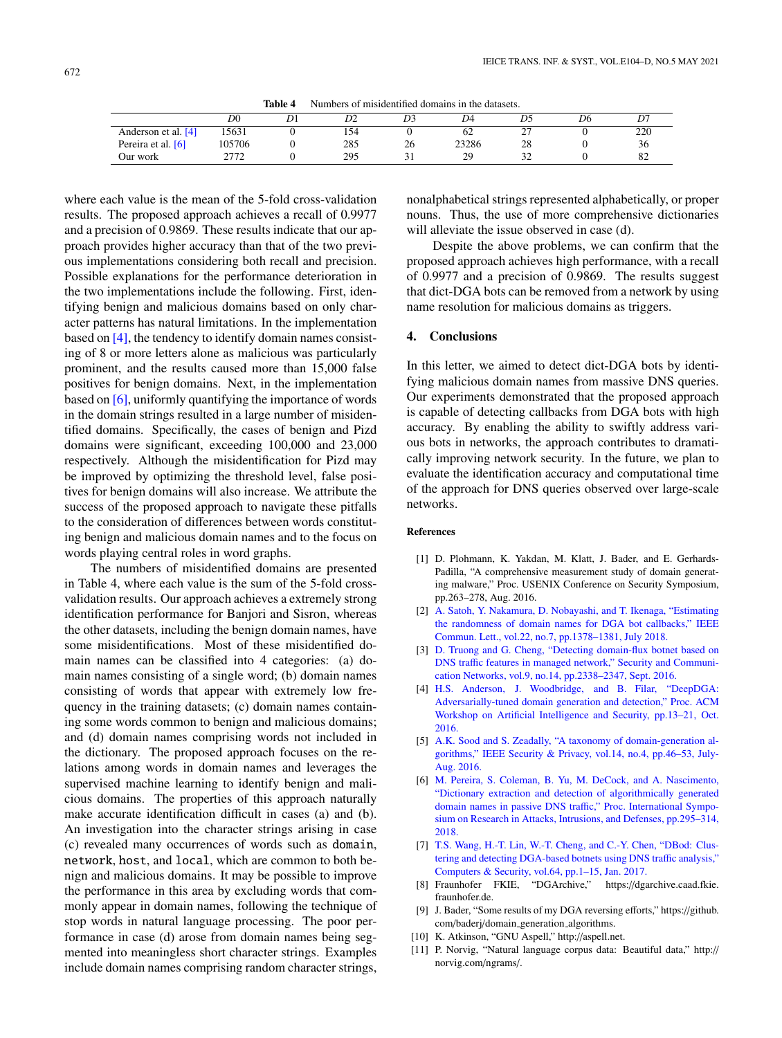**Table 4** Numbers of misidentified domains in the datasets.

| | *D0* | *D1* | *D2* | *D3* | *D4* | *D5* | *D6* | *D7* |
|---|---|---|---|---|---|---|---|---|
| Anderson et al. [4] | 15631 | 0 | 154 | 0 | 62 | 27 | 0 | 220 |
| Pereira et al. [6] | 105706 | 0 | 285 | 26 | 23286 | 28 | 0 | 36 |
| Our work | 2772 | 0 | 295 | 31 | 29 | 32 | 0 | 82 |

where each value is the mean of the 5-fold cross-validation results. The proposed approach achieves a recall of 0.9977 and a precision of 0.9869. These results indicate that our approach provides higher accuracy than that of the two previous implementations considering both recall and precision. Possible explanations for the performance deterioration in the two implementations include the following. First, identifying benign and malicious domains based on only character patterns has natural limitations. In the implementation based on [4], the tendency to identify domain names consisting of 8 or more letters alone as malicious was particularly prominent, and the results caused more than 15,000 false positives for benign domains. Next, in the implementation based on [6], uniformly quantifying the importance of words in the domain strings resulted in a large number of misidentified domains. Specifically, the cases of benign and Pizd domains were significant, exceeding 100,000 and 23,000 respectively. Although the misidentification for Pizd may be improved by optimizing the threshold level, false positives for benign domains will also increase. We attribute the success of the proposed approach to navigate these pitfalls to the consideration of differences between words constituting benign and malicious domain names and to the focus on words playing central roles in word graphs.

The numbers of misidentified domains are presented in Table 4, where each value is the sum of the 5-fold cross-validation results. Our approach achieves a extremely strong identification performance for Banjori and Sisron, whereas the other datasets, including the benign domain names, have some misidentifications. Most of these misidentified domain names can be classified into 4 categories: (a) domain names consisting of a single word; (b) domain names consisting of words that appear with extremely low frequency in the training datasets; (c) domain names containing some words common to benign and malicious domains; and (d) domain names comprising words not included in the dictionary. The proposed approach focuses on the relations among words in domain names and leverages the supervised machine learning to identify benign and malicious domains. The properties of this approach naturally make accurate identification difficult in cases (a) and (b). An investigation into the character strings arising in case (c) revealed many occurrences of words such as `domain`, `network`, `host`, and `local`, which are common to both benign and malicious domains. It may be possible to improve the performance in this area by excluding words that commonly appear in domain names, following the technique of stop words in natural language processing. The poor performance in case (d) arose from domain names being segmented into meaningless short character strings. Examples include domain names comprising random character strings, nonalphabetical strings represented alphabetically, or proper nouns. Thus, the use of more comprehensive dictionaries will alleviate the issue observed in case (d).

Despite the above problems, we can confirm that the proposed approach achieves high performance, with a recall of 0.9977 and a precision of 0.9869. The results suggest that dict-DGA bots can be removed from a network by using name resolution for malicious domains as triggers.

## 4. Conclusions

In this letter, we aimed to detect dict-DGA bots by identifying malicious domain names from massive DNS queries. Our experiments demonstrated that the proposed approach is capable of detecting callbacks from DGA bots with high accuracy. By enabling the ability to swiftly address various bots in networks, the approach contributes to dramatically improving network security. In the future, we plan to evaluate the identification accuracy and computational time of the approach for DNS queries observed over large-scale networks.

### References

[1] D. Plohmann, K. Yakdan, M. Klatt, J. Bader, and E. Gerhards-Padilla, "A comprehensive measurement study of domain generating malware," Proc. USENIX Conference on Security Symposium, pp.263–278, Aug. 2016.

[2] A. Satoh, Y. Nakamura, D. Nobayashi, and T. Ikenaga, "Estimating the randomness of domain names for DGA bot callbacks," IEEE Commun. Lett., vol.22, no.7, pp.1378–1381, July 2018.

[3] D. Truong and G. Cheng, "Detecting domain-flux botnet based on DNS traffic features in managed network," Security and Communication Networks, vol.9, no.14, pp.2338–2347, Sept. 2016.

[4] H.S. Anderson, J. Woodbridge, and B. Filar, "DeepDGA: Adversarially-tuned domain generation and detection," Proc. ACM Workshop on Artificial Intelligence and Security, pp.13–21, Oct. 2016.

[5] A.K. Sood and S. Zeadally, "A taxonomy of domain-generation algorithms," IEEE Security & Privacy, vol.14, no.4, pp.46–53, July-Aug. 2016.

[6] M. Pereira, S. Coleman, B. Yu, M. DeCock, and A. Nascimento, "Dictionary extraction and detection of algorithmically generated domain names in passive DNS traffic," Proc. International Symposium on Research in Attacks, Intrusions, and Defenses, pp.295–314, 2018.

[7] T.S. Wang, H.-T. Lin, W.-T. Cheng, and C.-Y. Chen, "DBod: Clustering and detecting DGA-based botnets using DNS traffic analysis," Computers & Security, vol.64, pp.1–15, Jan. 2017.

[8] Fraunhofer FKIE, "DGArchive," https://dgarchive.caad.fkie.fraunhofer.de.

[9] J. Bader, "Some results of my DGA reversing efforts," https://github.com/baderj/domain_generation_algorithms.

[10] K. Atkinson, "GNU Aspell," http://aspell.net.

[11] P. Norvig, "Natural language corpus data: Beautiful data," http://norvig.com/ngrams/.